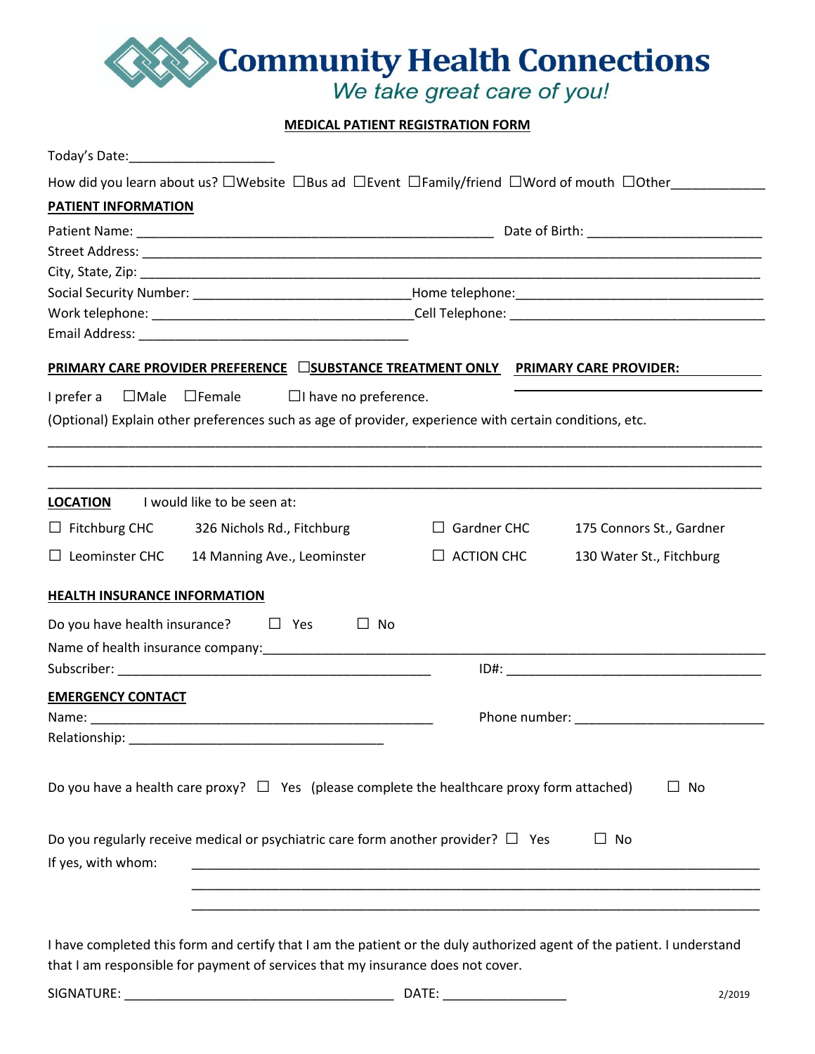# Community Health Connections

*We take great care of you!*

## MEDICAL PATIENT REGISTRATION FORM

Today's Date:____________________

How did you learn about us? ☐Website ☐Bus ad ☐Event ☐Family/friend ☐Word of mouth ☐Other____________

### PATIENT INFORMATION

Patient Name: ________________________________________________ Date of Birth: ________________________

Street Address: ____________________________________________________________________________________

City, State, Zip: ____________________________________________________________________________________

Social Security Number: ____________________________Home telephone:_________________________________

Work telephone: __________________________________Cell Telephone: _________________________________

Email Address: ____________________________________

### PRIMARY CARE PROVIDER PREFERENCE ☐SUBSTANCE TREATMENT ONLY PRIMARY CARE PROVIDER: ______________

I prefer a ☐Male ☐Female ☐I have no preference.

(Optional) Explain other preferences such as age of provider, experience with certain conditions, etc.

____________________________________________________________________________________________________

____________________________________________________________________________________________________

____________________________________________________________________________________________________

### LOCATION

I would like to be seen at:

| | | | |
|---|---|---|---|
| ☐ Fitchburg CHC | 326 Nichols Rd., Fitchburg | ☐ Gardner CHC | 175 Connors St., Gardner |
| ☐ Leominster CHC | 14 Manning Ave., Leominster | ☐ ACTION CHC | 130 Water St., Fitchburg |

### HEALTH INSURANCE INFORMATION

Do you have health insurance? ☐ Yes ☐ No

Name of health insurance company:___________________________________________________________________

Subscriber: __________________________________________ ID#: __________________________________

### EMERGENCY CONTACT

Name: ______________________________________________ Phone number: _________________________

Relationship: __________________________________

Do you have a health care proxy? ☐ Yes (please complete the healthcare proxy form attached) ☐ No

Do you regularly receive medical or psychiatric care form another provider? ☐ Yes ☐ No

If yes, with whom: ____________________________________________________________________________

____________________________________________________________________________

____________________________________________________________________________

I have completed this form and certify that I am the patient or the duly authorized agent of the patient. I understand that I am responsible for payment of services that my insurance does not cover.

SIGNATURE: ____________________________________ DATE: _________________

2/2019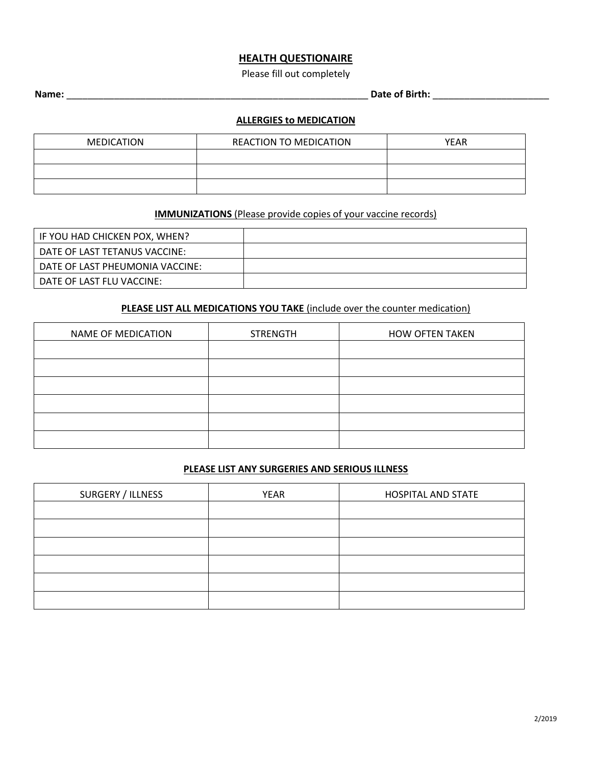## HEALTH QUESTIONAIRE

Please fill out completely

**Name:** ___________________________________________________________ **Date of Birth:** ______________________

### ALLERGIES to MEDICATION

| MEDICATION | REACTION TO MEDICATION | YEAR |
|---|---|---|
| | | |
| | | |
| | | |

### IMMUNIZATIONS (Please provide copies of your vaccine records)

| | |
|---|---|
| IF YOU HAD CHICKEN POX, WHEN? | |
| DATE OF LAST TETANUS VACCINE: | |
| DATE OF LAST PHEUMONIA VACCINE: | |
| DATE OF LAST FLU VACCINE: | |

### PLEASE LIST ALL MEDICATIONS YOU TAKE (include over the counter medication)

| NAME OF MEDICATION | STRENGTH | HOW OFTEN TAKEN |
|---|---|---|
| | | |
| | | |
| | | |
| | | |
| | | |
| | | |

### PLEASE LIST ANY SURGERIES AND SERIOUS ILLNESS

| SURGERY / ILLNESS | YEAR | HOSPITAL AND STATE |
|---|---|---|
| | | |
| | | |
| | | |
| | | |
| | | |
| | | |

2/2019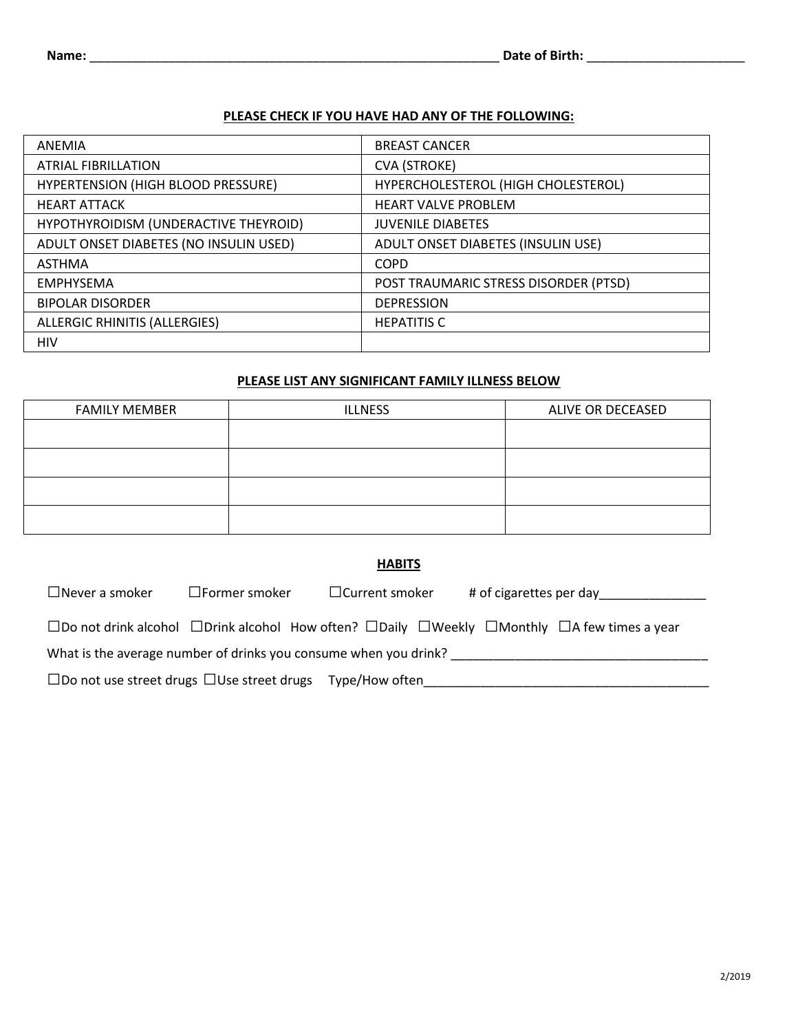**Name:** ____________________________________________________________ **Date of Birth:** ______________________

**PLEASE CHECK IF YOU HAVE HAD ANY OF THE FOLLOWING:**

| | |
|---|---|
| ANEMIA | BREAST CANCER |
| ATRIAL FIBRILLATION | CVA (STROKE) |
| HYPERTENSION (HIGH BLOOD PRESSURE) | HYPERCHOLESTEROL (HIGH CHOLESTEROL) |
| HEART ATTACK | HEART VALVE PROBLEM |
| HYPOTHYROIDISM (UNDERACTIVE THEYROID) | JUVENILE DIABETES |
| ADULT ONSET DIABETES (NO INSULIN USED) | ADULT ONSET DIABETES (INSULIN USE) |
| ASTHMA | COPD |
| EMPHYSEMA | POST TRAUMARIC STRESS DISORDER (PTSD) |
| BIPOLAR DISORDER | DEPRESSION |
| ALLERGIC RHINITIS (ALLERGIES) | HEPATITIS C |
| HIV | |

**PLEASE LIST ANY SIGNIFICANT FAMILY ILLNESS BELOW**

| FAMILY MEMBER | ILLNESS | ALIVE OR DECEASED |
|---|---|---|
| | | |
| | | |
| | | |
| | | |

**HABITS**

☐Never a smoker ☐Former smoker ☐Current smoker # of cigarettes per day_______________

☐Do not drink alcohol ☐Drink alcohol How often? ☐Daily ☐Weekly ☐Monthly ☐A few times a year

What is the average number of drinks you consume when you drink? ____________________________________

☐Do not use street drugs ☐Use street drugs Type/How often_________________________________________

2/2019